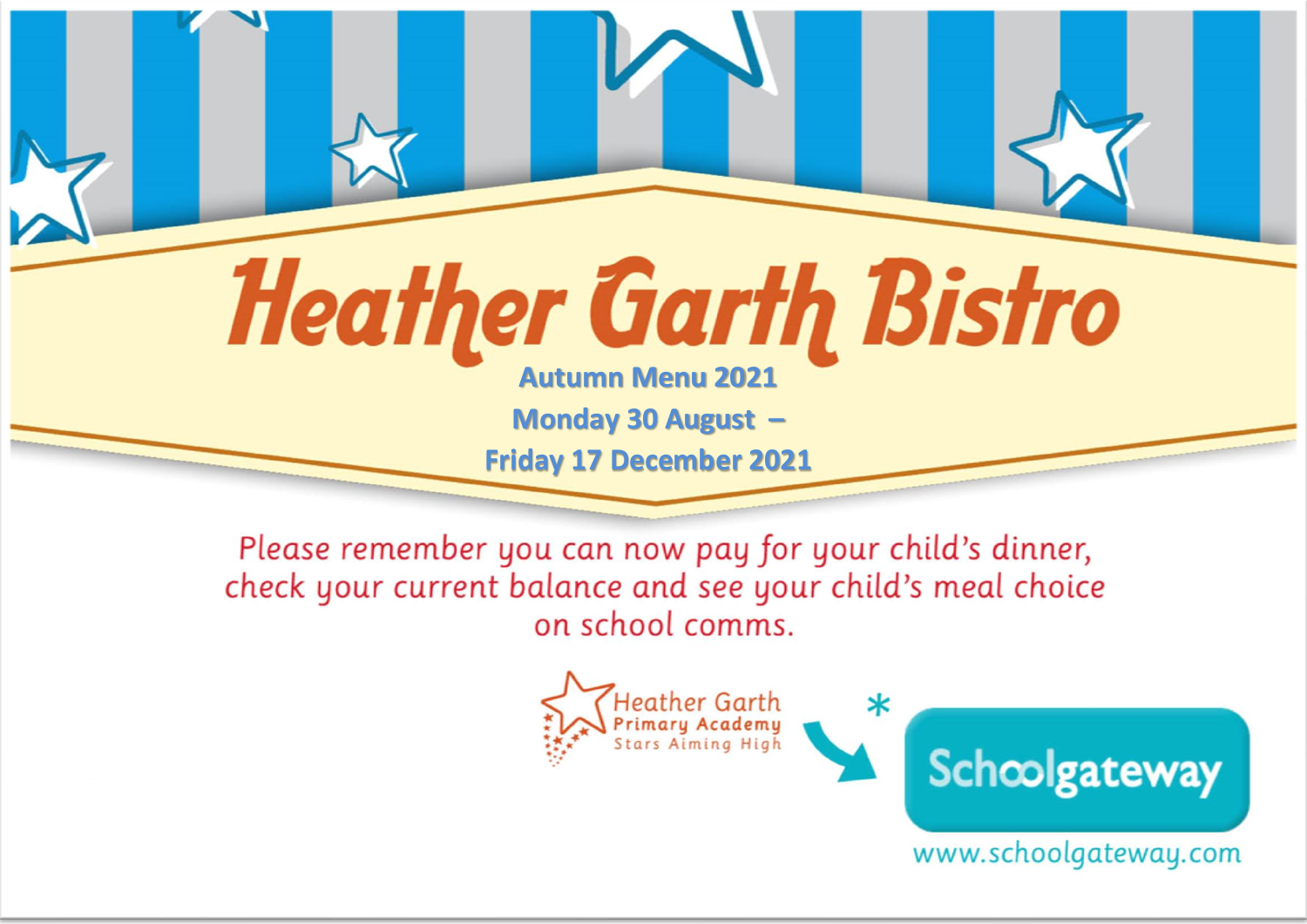# Heather Garth Bistro

**Autumn Menu 2021**

**Monday 30 August –**

**Friday 17 December 2021**

Please remember you can now pay for your child's dinner, check your current balance and see your child's meal choice on school comms.

Heather Garth Primary Academy
Stars Aiming High

*

Schoolgateway

www.schoolgateway.com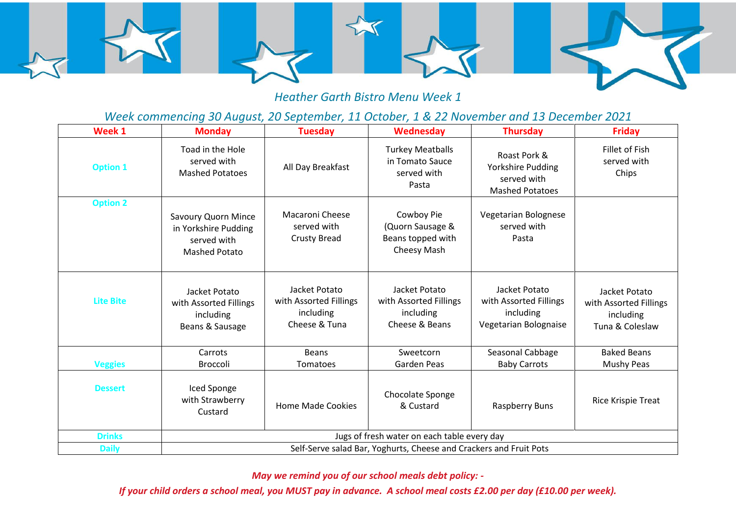*Heather Garth Bistro Menu Week 1*

*Week commencing 30 August, 20 September, 11 October, 1 & 22 November and 13 December 2021*

| Week 1 | Monday | Tuesday | Wednesday | Thursday | Friday |
|---|---|---|---|---|---|
| Option 1 | Toad in the Hole served with Mashed Potatoes | All Day Breakfast | Turkey Meatballs in Tomato Sauce served with Pasta | Roast Pork & Yorkshire Pudding served with Mashed Potatoes | Fillet of Fish served with Chips |
| Option 2 | Savoury Quorn Mince in Yorkshire Pudding served with Mashed Potato | Macaroni Cheese served with Crusty Bread | Cowboy Pie (Quorn Sausage & Beans topped with Cheesy Mash | Vegetarian Bolognese served with Pasta | |
| Lite Bite | Jacket Potato with Assorted Fillings including Beans & Sausage | Jacket Potato with Assorted Fillings including Cheese & Tuna | Jacket Potato with Assorted Fillings including Cheese & Beans | Jacket Potato with Assorted Fillings including Vegetarian Bolognaise | Jacket Potato with Assorted Fillings including Tuna & Coleslaw |
| Veggies | Carrots Broccoli | Beans Tomatoes | Sweetcorn Garden Peas | Seasonal Cabbage Baby Carrots | Baked Beans Mushy Peas |
| Dessert | Iced Sponge with Strawberry Custard | Home Made Cookies | Chocolate Sponge & Custard | Raspberry Buns | Rice Krispie Treat |
| Drinks | Jugs of fresh water on each table every day | | | | |
| Daily | Self-Serve salad Bar, Yoghurts, Cheese and Crackers and Fruit Pots | | | | |

***May we remind you of our school meals debt policy: -***

***If your child orders a school meal, you MUST pay in advance. A school meal costs £2.00 per day (£10.00 per week).***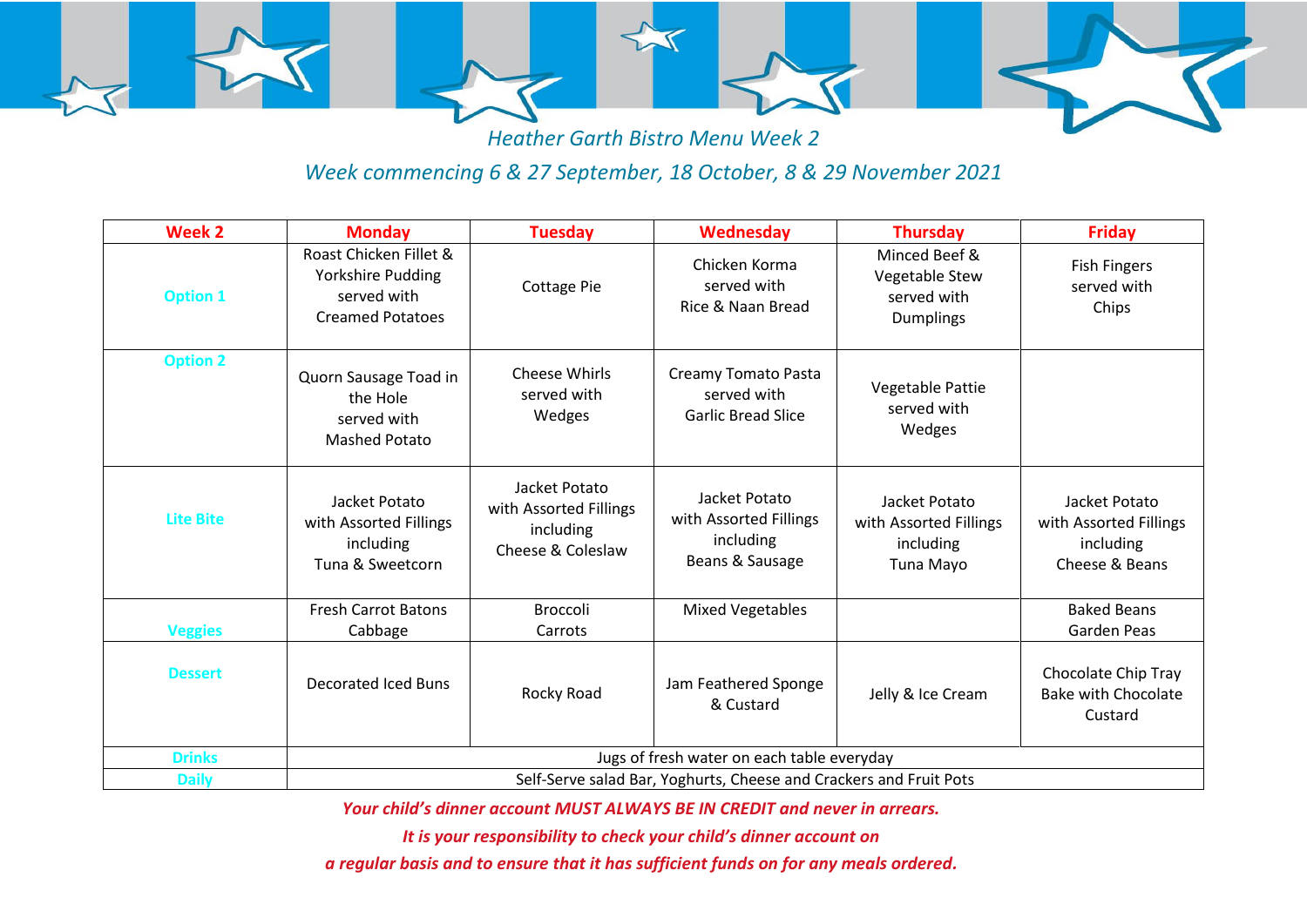# Heather Garth Bistro Menu Week 2

## Week commencing 6 & 27 September, 18 October, 8 & 29 November 2021

| Week 2 | Monday | Tuesday | Wednesday | Thursday | Friday |
|---|---|---|---|---|---|
| **Option 1** | Roast Chicken Fillet & Yorkshire Pudding served with Creamed Potatoes | Cottage Pie | Chicken Korma served with Rice & Naan Bread | Minced Beef & Vegetable Stew served with Dumplings | Fish Fingers served with Chips |
| **Option 2** | Quorn Sausage Toad in the Hole served with Mashed Potato | Cheese Whirls served with Wedges | Creamy Tomato Pasta served with Garlic Bread Slice | Vegetable Pattie served with Wedges | |
| **Lite Bite** | Jacket Potato with Assorted Fillings including Tuna & Sweetcorn | Jacket Potato with Assorted Fillings including Cheese & Coleslaw | Jacket Potato with Assorted Fillings including Beans & Sausage | Jacket Potato with Assorted Fillings including Tuna Mayo | Jacket Potato with Assorted Fillings including Cheese & Beans |
| **Veggies** | Fresh Carrot Batons Cabbage | Broccoli Carrots | Mixed Vegetables | | Baked Beans Garden Peas |
| **Dessert** | Decorated Iced Buns | Rocky Road | Jam Feathered Sponge & Custard | Jelly & Ice Cream | Chocolate Chip Tray Bake with Chocolate Custard |
| **Drinks** | Jugs of fresh water on each table everyday | | | | |
| **Daily** | Self-Serve salad Bar, Yoghurts, Cheese and Crackers and Fruit Pots | | | | |

***Your child's dinner account MUST ALWAYS BE IN CREDIT and never in arrears.***

***It is your responsibility to check your child's dinner account on a regular basis and to ensure that it has sufficient funds on for any meals ordered.***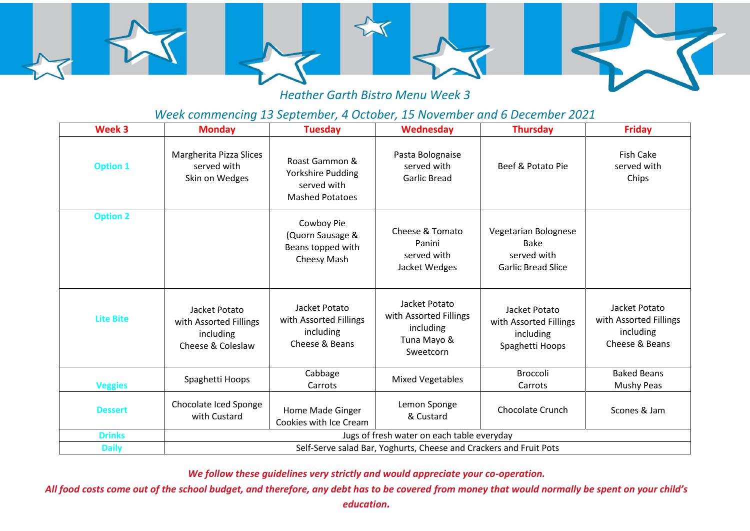*Heather Garth Bistro Menu Week 3*

*Week commencing 13 September, 4 October, 15 November and 6 December 2021*

| Week 3 | Monday | Tuesday | Wednesday | Thursday | Friday |
|---|---|---|---|---|---|
| Option 1 | Margherita Pizza Slices served with Skin on Wedges | Roast Gammon & Yorkshire Pudding served with Mashed Potatoes | Pasta Bolognaise served with Garlic Bread | Beef & Potato Pie | Fish Cake served with Chips |
| Option 2 | | Cowboy Pie (Quorn Sausage & Beans topped with Cheesy Mash | Cheese & Tomato Panini served with Jacket Wedges | Vegetarian Bolognese Bake served with Garlic Bread Slice | |
| Lite Bite | Jacket Potato with Assorted Fillings including Cheese & Coleslaw | Jacket Potato with Assorted Fillings including Cheese & Beans | Jacket Potato with Assorted Fillings including Tuna Mayo & Sweetcorn | Jacket Potato with Assorted Fillings including Spaghetti Hoops | Jacket Potato with Assorted Fillings including Cheese & Beans |
| Veggies | Spaghetti Hoops | Cabbage Carrots | Mixed Vegetables | Broccoli Carrots | Baked Beans Mushy Peas |
| Dessert | Chocolate Iced Sponge with Custard | Home Made Ginger Cookies with Ice Cream | Lemon Sponge & Custard | Chocolate Crunch | Scones & Jam |
| Drinks | Jugs of fresh water on each table everyday | | | | |
| Daily | Self-Serve salad Bar, Yoghurts, Cheese and Crackers and Fruit Pots | | | | |

***We follow these guidelines very strictly and would appreciate your co-operation.***

***All food costs come out of the school budget, and therefore, any debt has to be covered from money that would normally be spent on your child's education.***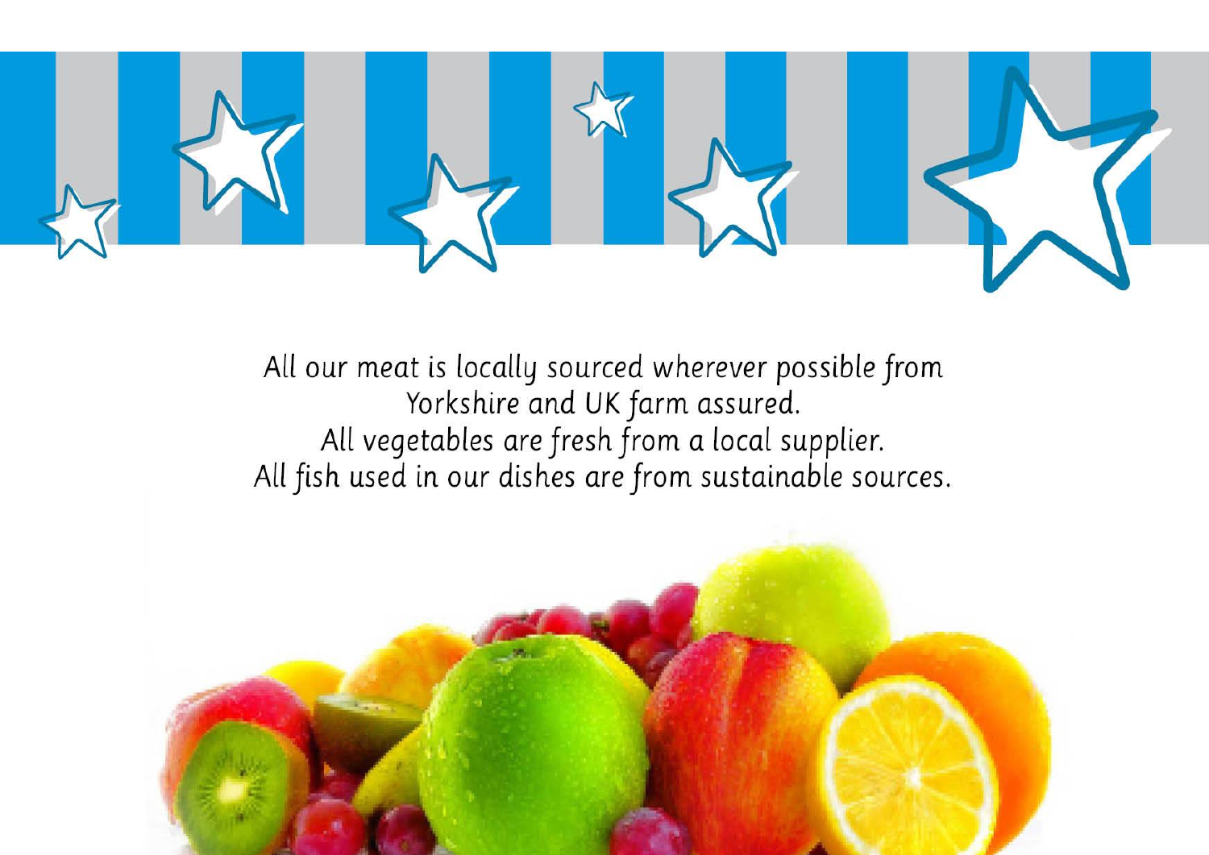All our meat is locally sourced wherever possible from Yorkshire and UK farm assured.
All vegetables are fresh from a local supplier.
All fish used in our dishes are from sustainable sources.